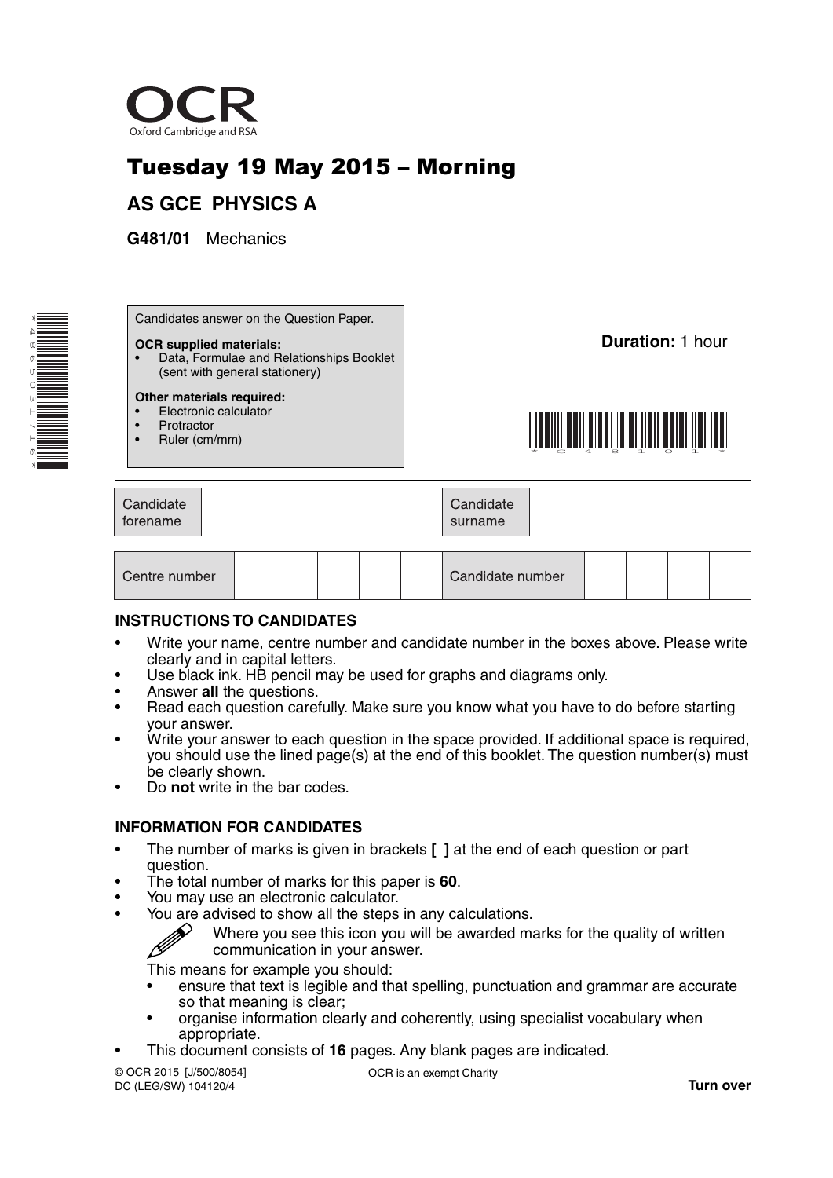OCR

Oxford Cambridge and RSA

# Tuesday 19 May 2015 – Morning

## AS GCE PHYSICS A

**G481/01** Mechanics

Candidates answer on the Question Paper.

**OCR supplied materials:**
- Data, Formulae and Relationships Booklet (sent with general stationery)

**Other materials required:**
- Electronic calculator
- Protractor
- Ruler (cm/mm)

**Duration:** 1 hour

| Candidate forename | | Candidate surname | |
|---|---|---|---|

| Centre number | | | | | | Candidate number | | | | |
|---|---|---|---|---|---|---|---|---|---|---|

### INSTRUCTIONS TO CANDIDATES

- Write your name, centre number and candidate number in the boxes above. Please write clearly and in capital letters.
- Use black ink. HB pencil may be used for graphs and diagrams only.
- Answer **all** the questions.
- Read each question carefully. Make sure you know what you have to do before starting your answer.
- Write your answer to each question in the space provided. If additional space is required, you should use the lined page(s) at the end of this booklet. The question number(s) must be clearly shown.
- Do **not** write in the bar codes.

### INFORMATION FOR CANDIDATES

- The number of marks is given in brackets **[ ]** at the end of each question or part question.
- The total number of marks for this paper is **60**.
- You may use an electronic calculator.
- You are advised to show all the steps in any calculations.

  Where you see this icon you will be awarded marks for the quality of written communication in your answer.

  This means for example you should:
  - ensure that text is legible and that spelling, punctuation and grammar are accurate so that meaning is clear;
  - organise information clearly and coherently, using specialist vocabulary when appropriate.
- This document consists of **16** pages. Any blank pages are indicated.

© OCR 2015 [J/500/8054]
DC (LEG/SW) 104120/4

OCR is an exempt Charity

**Turn over**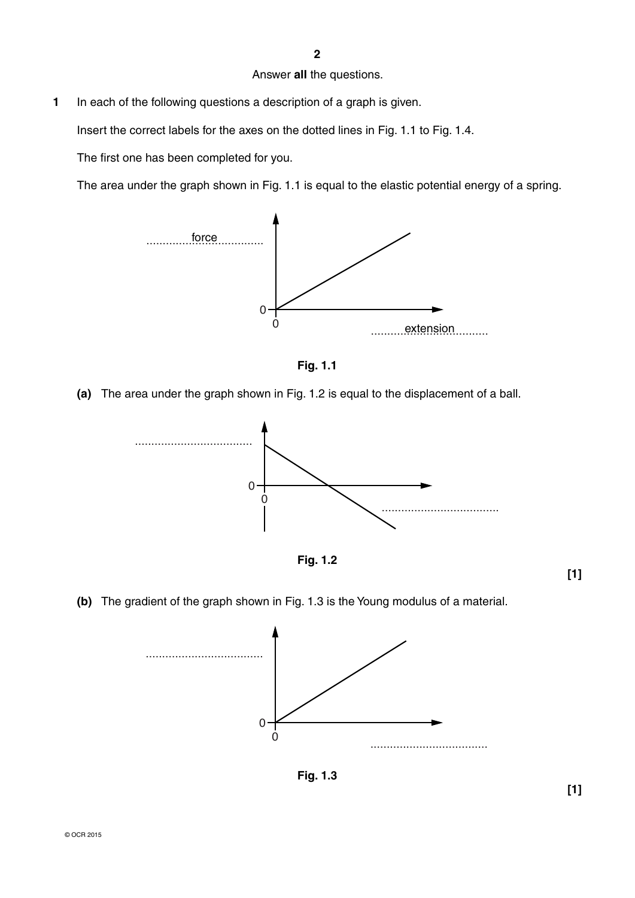Answer **all** the questions.

**1** In each of the following questions a description of a graph is given.

Insert the correct labels for the axes on the dotted lines in Fig. 1.1 to Fig. 1.4.

The first one has been completed for you.

The area under the graph shown in Fig. 1.1 is equal to the elastic potential energy of a spring.

..........force..........

0

0 ..........extension..........

**Fig. 1.1**

**(a)** The area under the graph shown in Fig. 1.2 is equal to the displacement of a ball.

....................................

0

0 ....................................

**Fig. 1.2**

**[1]**

**(b)** The gradient of the graph shown in Fig. 1.3 is the Young modulus of a material.

....................................

0

0 ....................................

**Fig. 1.3**

**[1]**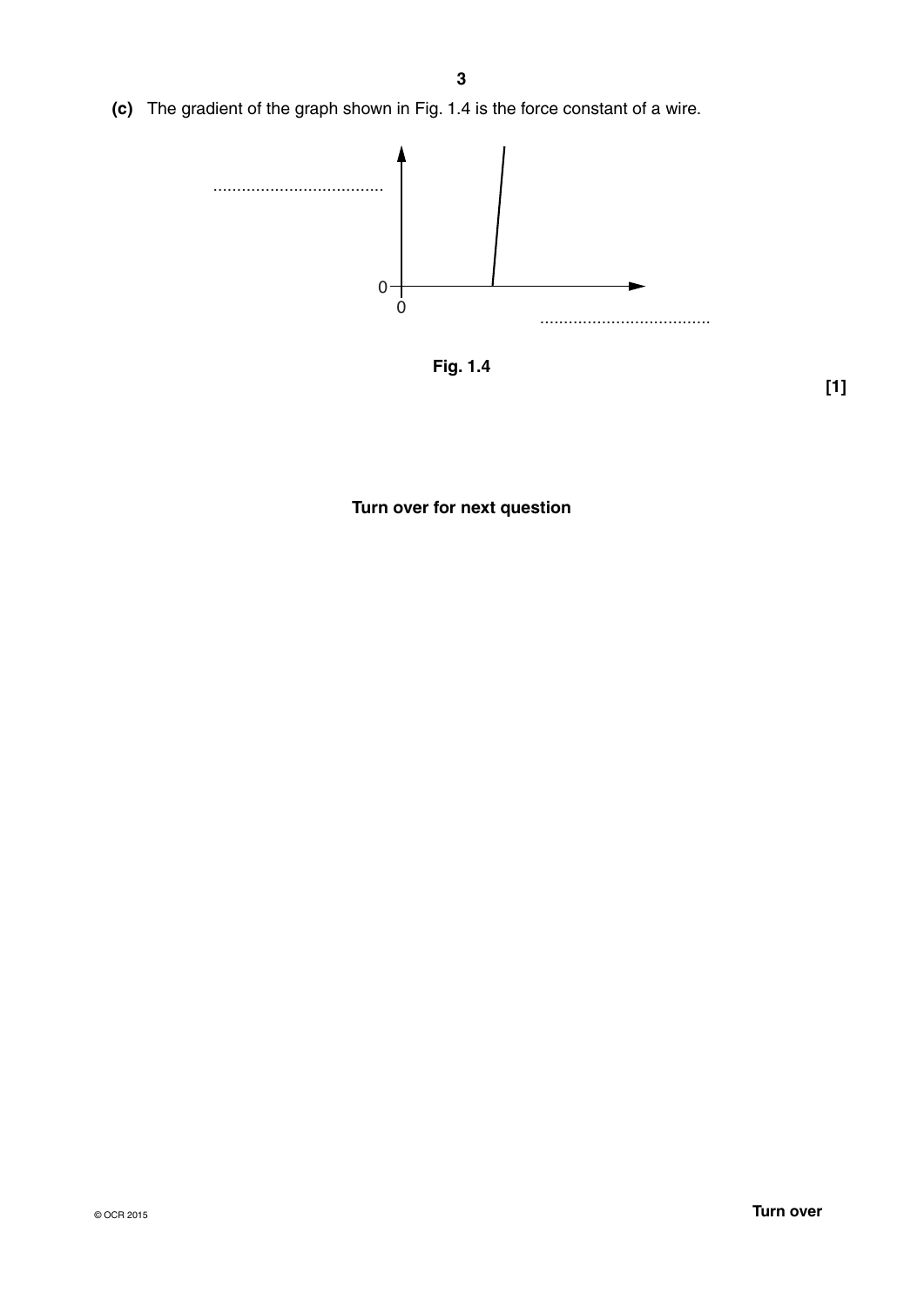**(c)** The gradient of the graph shown in Fig. 1.4 is the force constant of a wire.

....................................

0

0

....................................

Fig. 1.4

**[1]**

**Turn over for next question**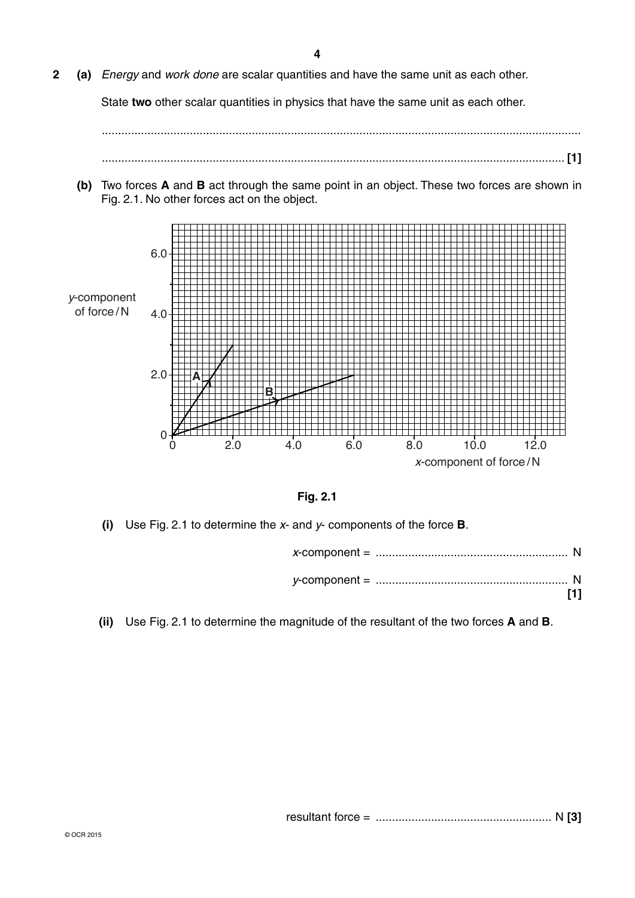**2** **(a)** *Energy* and *work done* are scalar quantities and have the same unit as each other.

State **two** other scalar quantities in physics that have the same unit as each other.

...........................................................................................................................................

........................................................................................................................................... **[1]**

**(b)** Two forces **A** and **B** act through the same point in an object. These two forces are shown in Fig. 2.1. No other forces act on the object.

**Fig. 2.1**

**(i)** Use Fig. 2.1 to determine the *x*- and *y*- components of the force **B**.

*x*-component = .......................................................... N

*y*-component = .......................................................... N **[1]**

**(ii)** Use Fig. 2.1 to determine the magnitude of the resultant of the two forces **A** and **B**.

resultant force = ...................................................... N **[3]**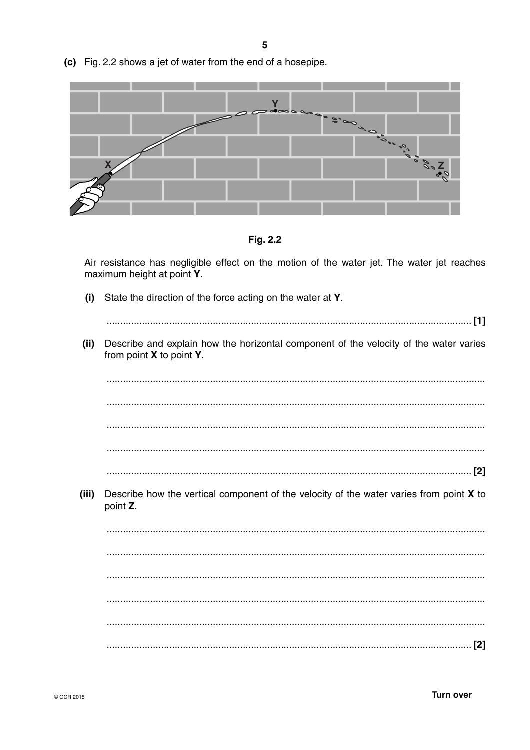(c) Fig. 2.2 shows a jet of water from the end of a hosepipe.

Fig. 2.2

Air resistance has negligible effect on the motion of the water jet. The water jet reaches maximum height at point **Y**.

**(i)** State the direction of the force acting on the water at **Y**.

.................................................................................................................................... [1]

**(ii)** Describe and explain how the horizontal component of the velocity of the water varies from point **X** to point **Y**.

....................................................................................................................................

....................................................................................................................................

....................................................................................................................................

....................................................................................................................................

.................................................................................................................................... [2]

**(iii)** Describe how the vertical component of the velocity of the water varies from point **X** to point **Z**.

....................................................................................................................................

....................................................................................................................................

....................................................................................................................................

....................................................................................................................................

....................................................................................................................................

.................................................................................................................................... [2]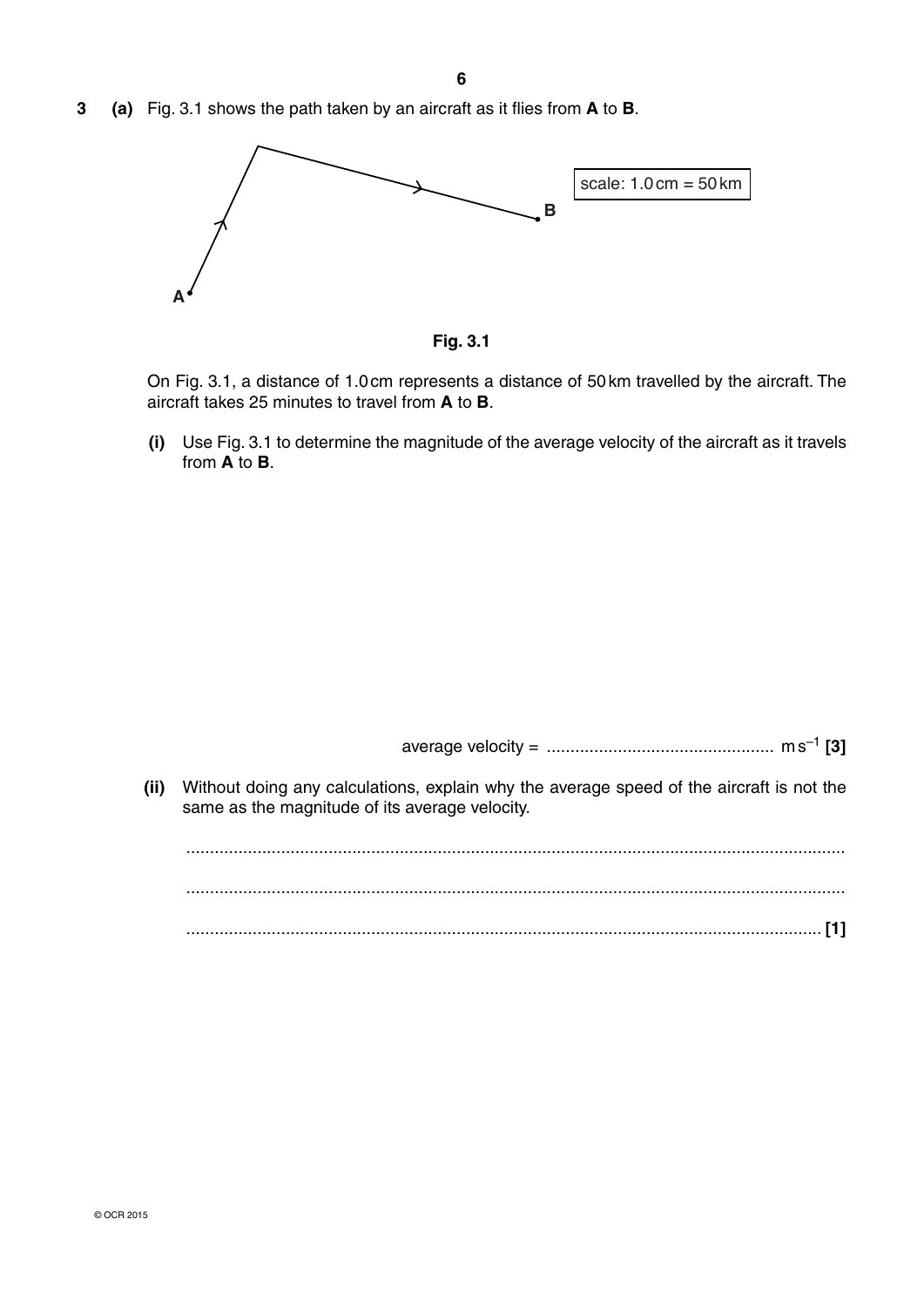**3 (a)** Fig. 3.1 shows the path taken by an aircraft as it flies from **A** to **B**.

scale: 1.0 cm = 50 km

**Fig. 3.1**

On Fig. 3.1, a distance of 1.0 cm represents a distance of 50 km travelled by the aircraft. The aircraft takes 25 minutes to travel from **A** to **B**.

**(i)** Use Fig. 3.1 to determine the magnitude of the average velocity of the aircraft as it travels from **A** to **B**.

average velocity = ................................................ $m\,s^{-1}$ **[3]**

**(ii)** Without doing any calculations, explain why the average speed of the aircraft is not the same as the magnitude of its average velocity.

...........................................................................................................................................

...........................................................................................................................................

..................................................................................................................................... **[1]**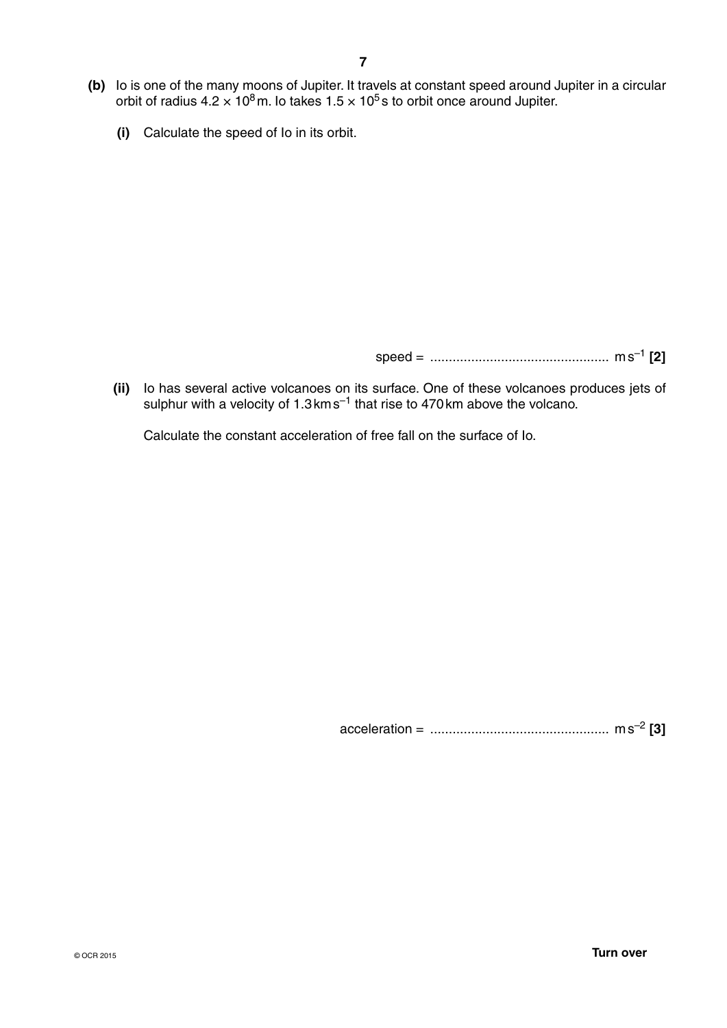**(b)** Io is one of the many moons of Jupiter. It travels at constant speed around Jupiter in a circular orbit of radius $4.2 \times 10^8$ m. Io takes $1.5 \times 10^5$ s to orbit once around Jupiter.

**(i)** Calculate the speed of Io in its orbit.

speed = ................................................ m s$^{-1}$ **[2]**

**(ii)** Io has several active volcanoes on its surface. One of these volcanoes produces jets of sulphur with a velocity of 1.3 km s$^{-1}$ that rise to 470 km above the volcano.

Calculate the constant acceleration of free fall on the surface of Io.

acceleration = ................................................ m s$^{-2}$ **[3]**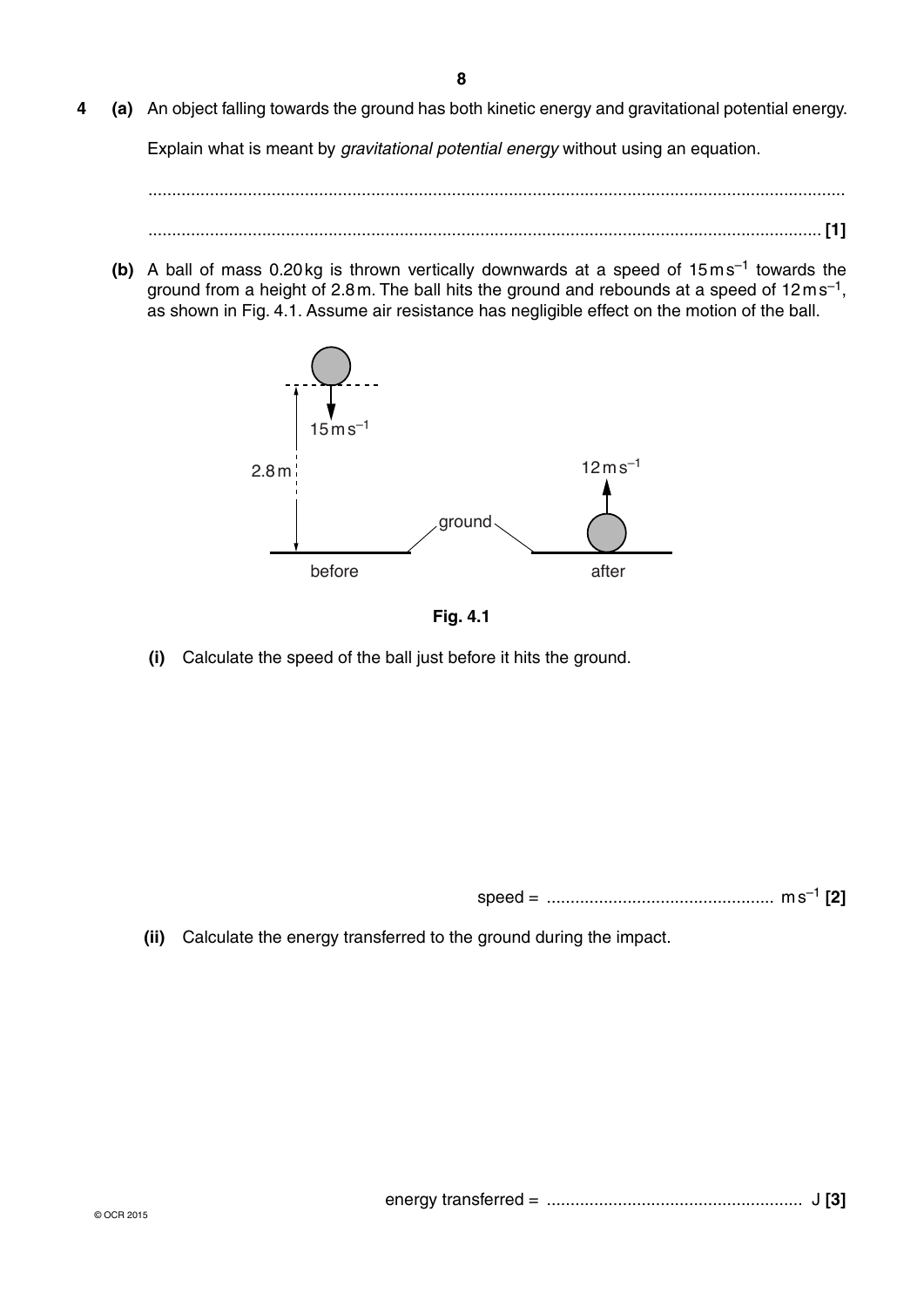**4** **(a)** An object falling towards the ground has both kinetic energy and gravitational potential energy.

Explain what is meant by *gravitational potential energy* without using an equation.

...........................................................................................................................................

........................................................................................................................................... **[1]**

**(b)** A ball of mass 0.20 kg is thrown vertically downwards at a speed of $15\,\text{m}\,\text{s}^{-1}$ towards the ground from a height of 2.8 m. The ball hits the ground and rebounds at a speed of $12\,\text{m}\,\text{s}^{-1}$, as shown in Fig. 4.1. Assume air resistance has negligible effect on the motion of the ball.

**Fig. 4.1**

**(i)** Calculate the speed of the ball just before it hits the ground.

speed = ................................................ $\text{m}\,\text{s}^{-1}$ **[2]**

**(ii)** Calculate the energy transferred to the ground during the impact.

energy transferred = ..................................................... J **[3]**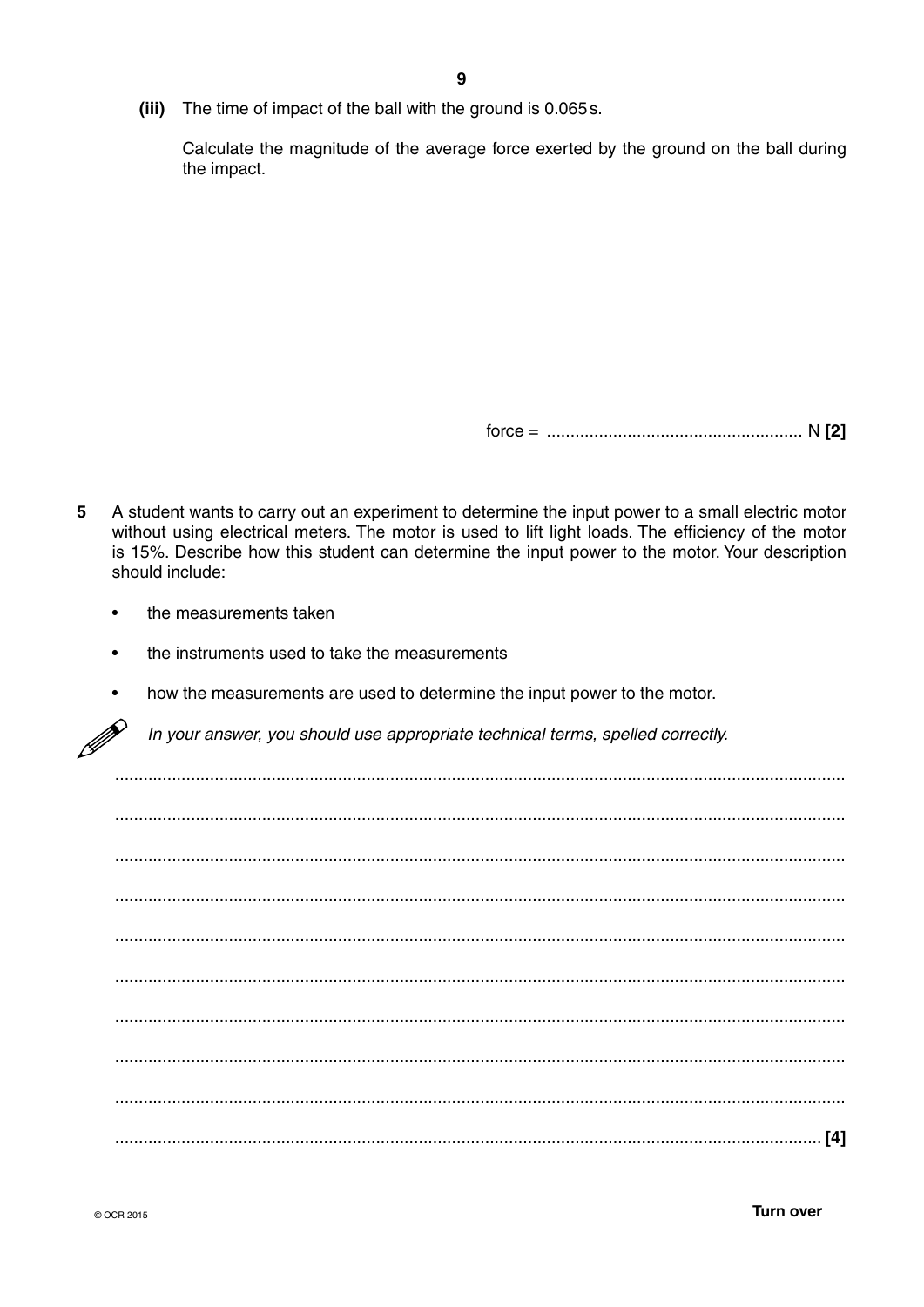**(iii)** The time of impact of the ball with the ground is 0.065 s.

Calculate the magnitude of the average force exerted by the ground on the ball during the impact.

force = ...................................................... N **[2]**

**5** A student wants to carry out an experiment to determine the input power to a small electric motor without using electrical meters. The motor is used to lift light loads. The efficiency of the motor is 15%. Describe how this student can determine the input power to the motor. Your description should include:

- the measurements taken
- the instruments used to take the measurements
- how the measurements are used to determine the input power to the motor.

*In your answer, you should use appropriate technical terms, spelled correctly.*

..........................................................................................................................................

..........................................................................................................................................

..........................................................................................................................................

..........................................................................................................................................

..........................................................................................................................................

..........................................................................................................................................

..........................................................................................................................................

..........................................................................................................................................

..........................................................................................................................................

.................................................................................................................................... **[4]**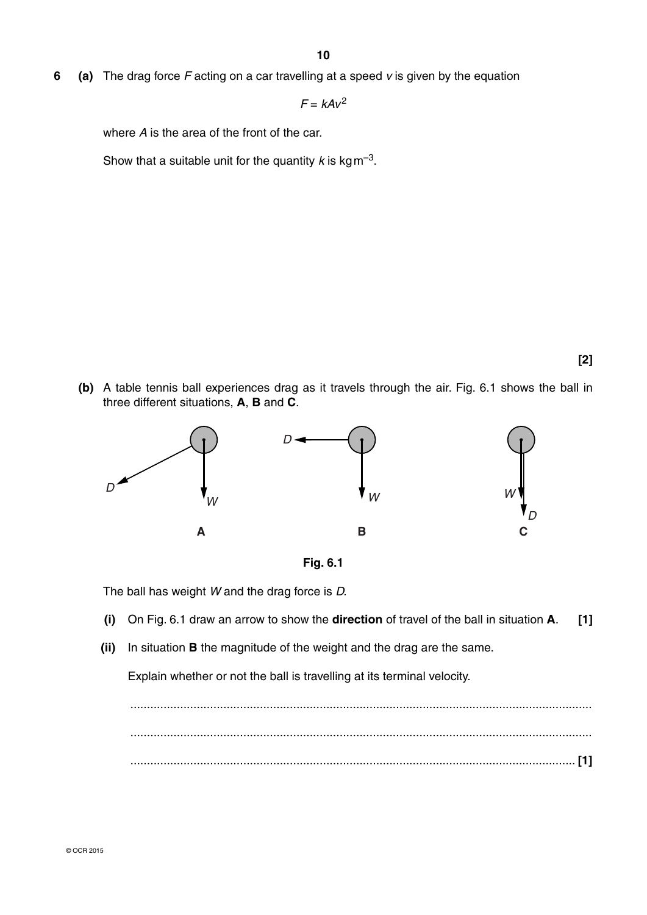**6** **(a)** The drag force $F$ acting on a car travelling at a speed $v$ is given by the equation

$$F = kAv^2$$

where $A$ is the area of the front of the car.

Show that a suitable unit for the quantity $k$ is $\text{kg}\,\text{m}^{-3}$.

**[2]**

**(b)** A table tennis ball experiences drag as it travels through the air. Fig. 6.1 shows the ball in three different situations, **A**, **B** and **C**.

**Fig. 6.1**

The ball has weight $W$ and the drag force is $D$.

**(i)** On Fig. 6.1 draw an arrow to show the **direction** of travel of the ball in situation **A**. **[1]**

**(ii)** In situation **B** the magnitude of the weight and the drag are the same.

Explain whether or not the ball is travelling at its terminal velocity.

..........................................................................................................................................

..........................................................................................................................................

..................................................................................................................................... **[1]**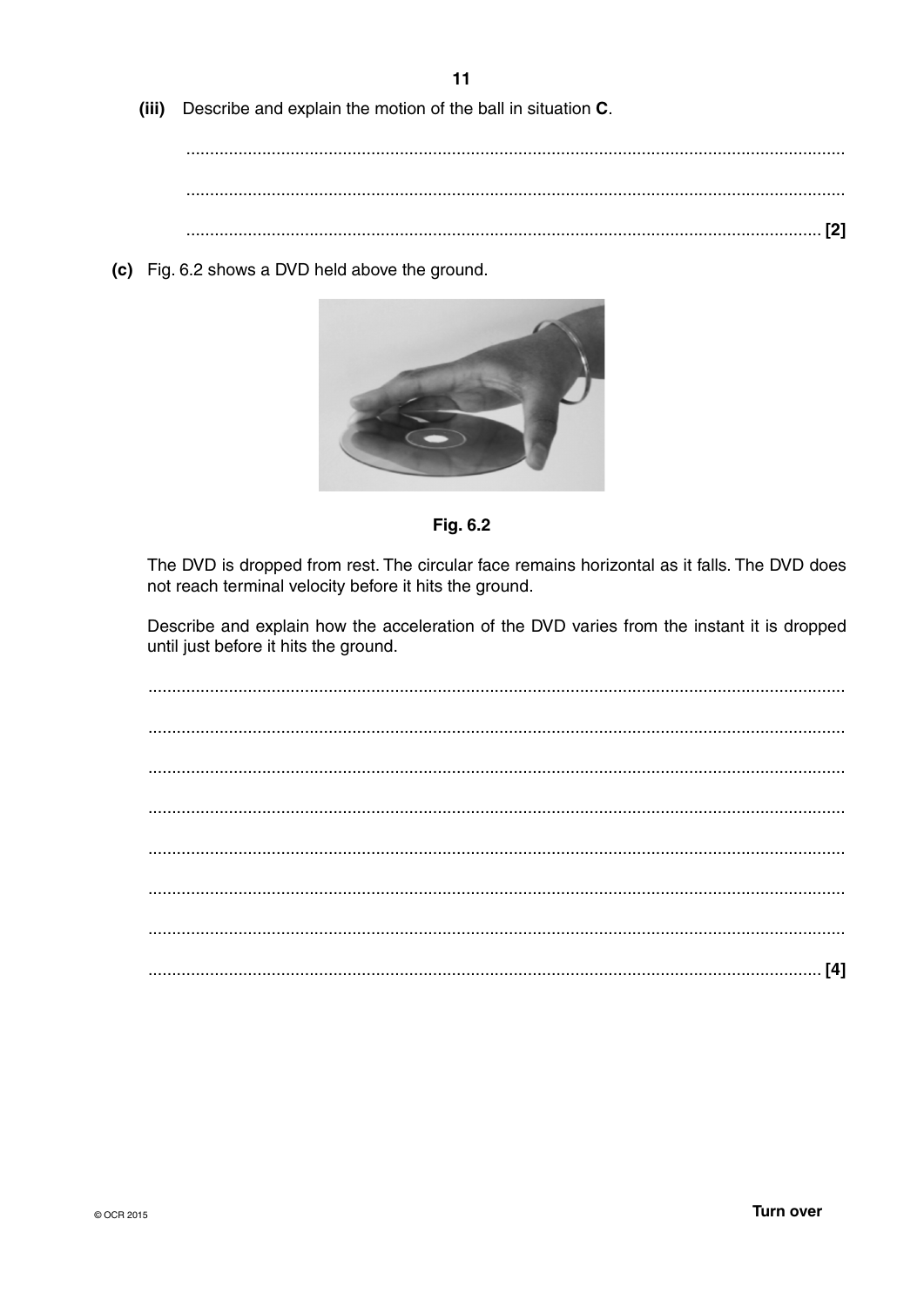(iii) Describe and explain the motion of the ball in situation **C**.

..........................................................................................................................................

..........................................................................................................................................

.................................................................................................................................... [2]

**(c)** Fig. 6.2 shows a DVD held above the ground.

**Fig. 6.2**

The DVD is dropped from rest. The circular face remains horizontal as it falls. The DVD does not reach terminal velocity before it hits the ground.

Describe and explain how the acceleration of the DVD varies from the instant it is dropped until just before it hits the ground.

..........................................................................................................................................

..........................................................................................................................................

..........................................................................................................................................

..........................................................................................................................................

..........................................................................................................................................

..........................................................................................................................................

..........................................................................................................................................

.................................................................................................................................... [4]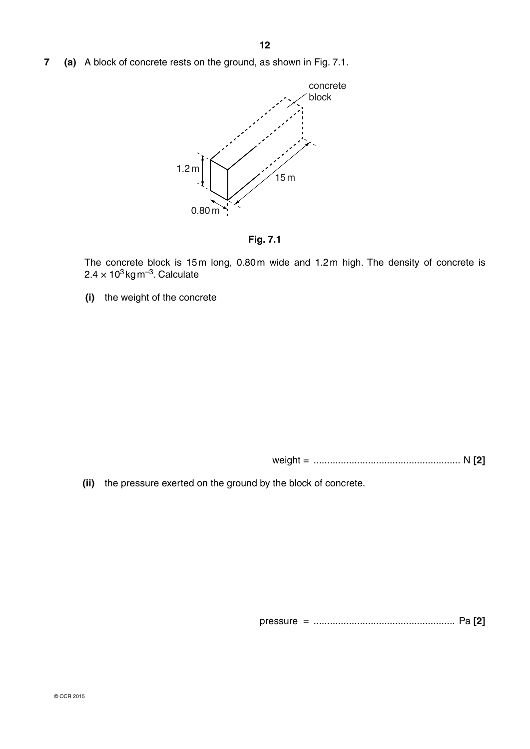**7** **(a)** A block of concrete rests on the ground, as shown in Fig. 7.1.

Fig. 7.1

The concrete block is 15 m long, 0.80 m wide and 1.2 m high. The density of concrete is $2.4 \times 10^3\,\text{kg}\,\text{m}^{-3}$. Calculate

**(i)** the weight of the concrete

weight = ..................................................... N **[2]**

**(ii)** the pressure exerted on the ground by the block of concrete.

pressure = ................................................... Pa **[2]**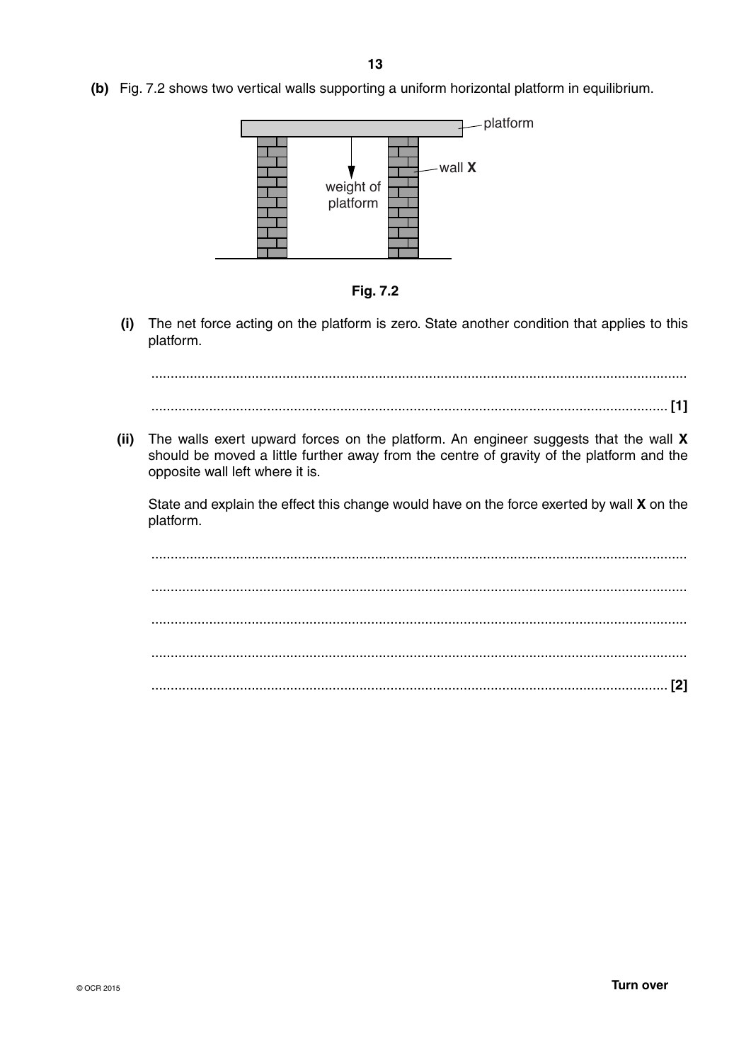**(b)** Fig. 7.2 shows two vertical walls supporting a uniform horizontal platform in equilibrium.

Fig. 7.2

**(i)** The net force acting on the platform is zero. State another condition that applies to this platform.

..........................................................................................................................................

.................................................................................................................................... **[1]**

**(ii)** The walls exert upward forces on the platform. An engineer suggests that the wall **X** should be moved a little further away from the centre of gravity of the platform and the opposite wall left where it is.

State and explain the effect this change would have on the force exerted by wall **X** on the platform.

..........................................................................................................................................

..........................................................................................................................................

..........................................................................................................................................

..........................................................................................................................................

.................................................................................................................................... **[2]**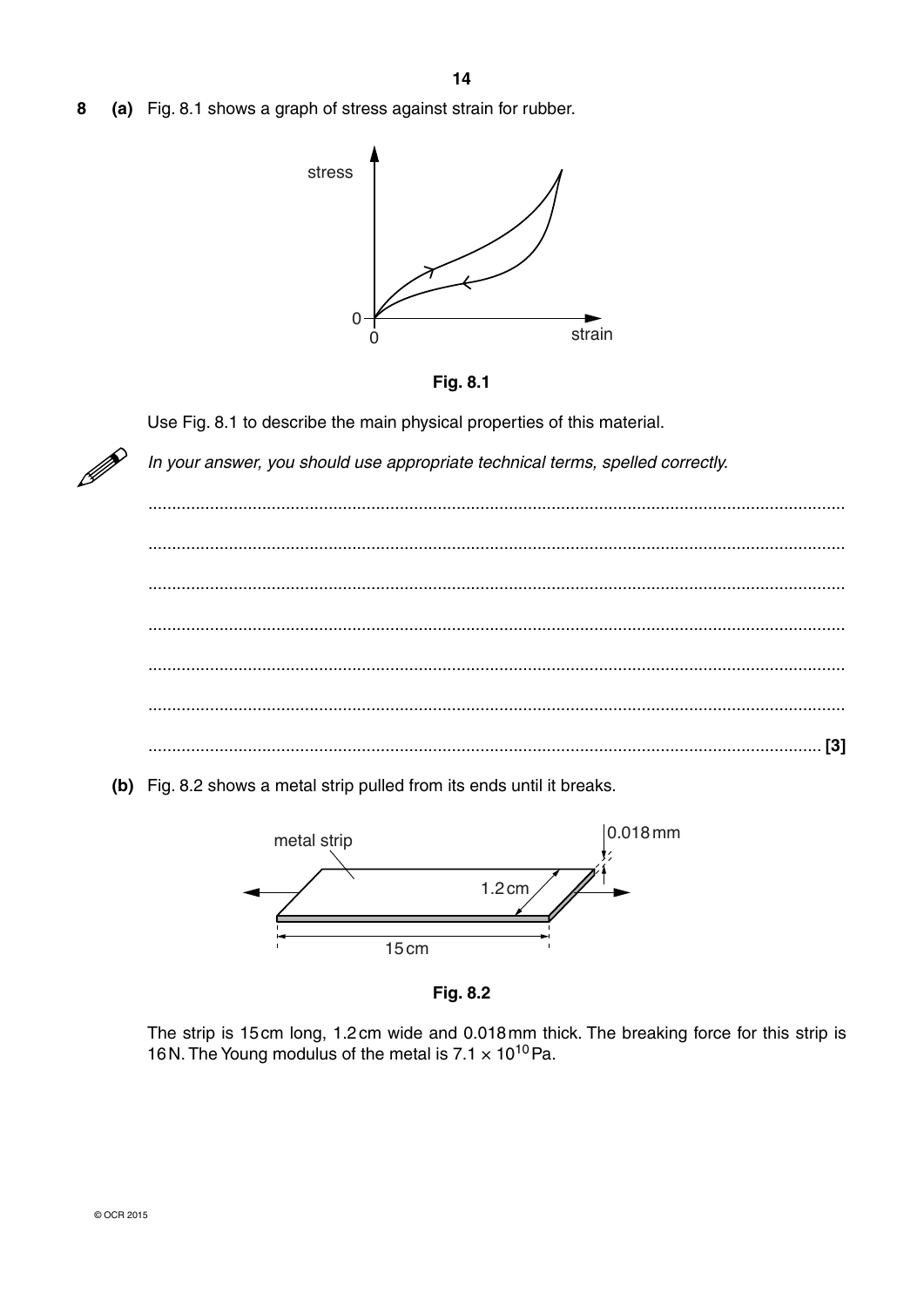**8** **(a)** Fig. 8.1 shows a graph of stress against strain for rubber.

**Fig. 8.1**

Use Fig. 8.1 to describe the main physical properties of this material.

*In your answer, you should use appropriate technical terms, spelled correctly.*

.......................................................................................................................................

.......................................................................................................................................

.......................................................................................................................................

.......................................................................................................................................

.......................................................................................................................................

.......................................................................................................................................

....................................................................................................................................... **[3]**

**(b)** Fig. 8.2 shows a metal strip pulled from its ends until it breaks.

**Fig. 8.2**

The strip is 15 cm long, 1.2 cm wide and 0.018 mm thick. The breaking force for this strip is 16 N. The Young modulus of the metal is $7.1 \times 10^{10}$ Pa.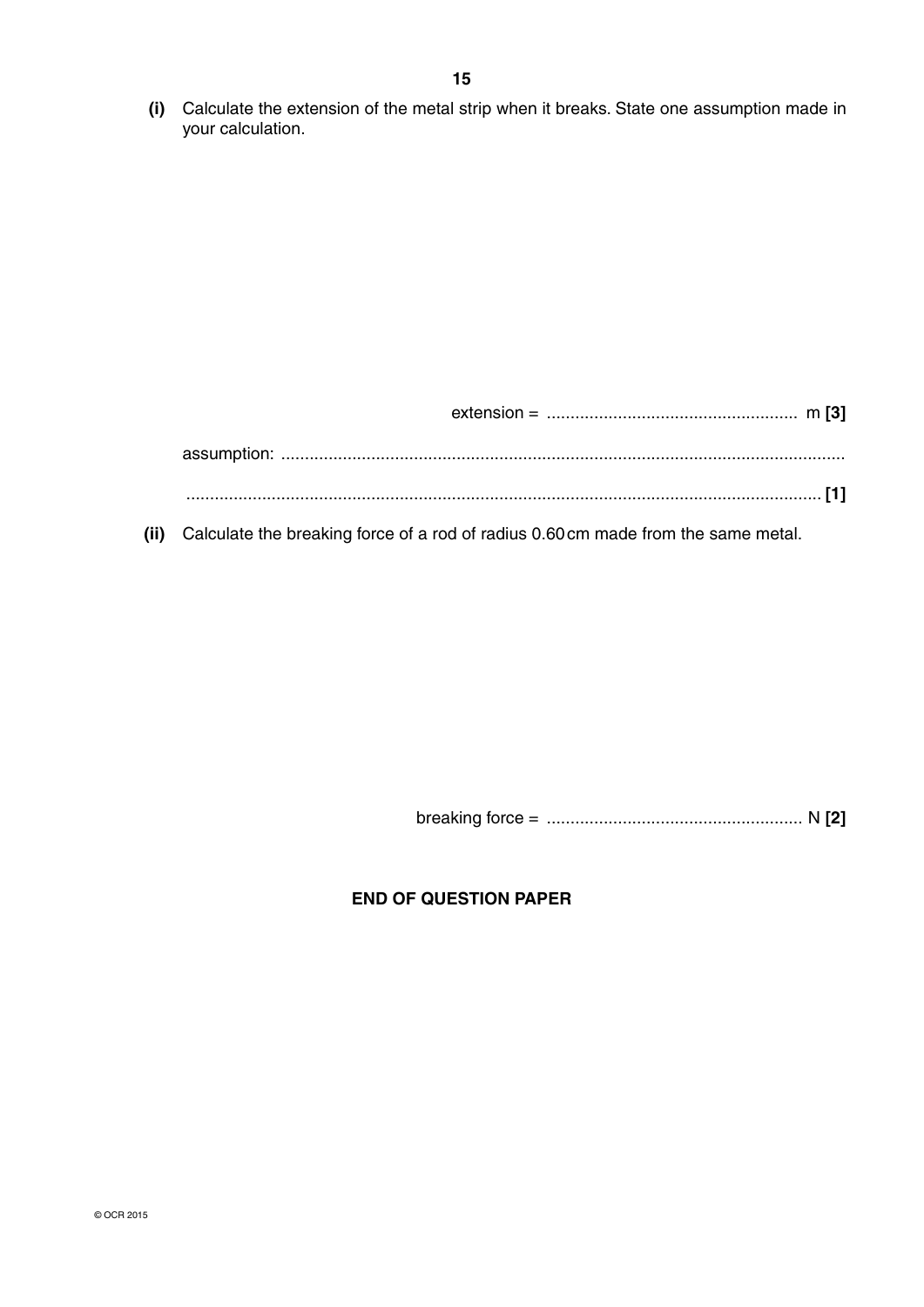**(i)** Calculate the extension of the metal strip when it breaks. State one assumption made in your calculation.

extension = ...................................................... m **[3]**

assumption: ......................................................................................................................

...................................................................................................................................... **[1]**

**(ii)** Calculate the breaking force of a rod of radius 0.60 cm made from the same metal.

breaking force = ...................................................... N **[2]**

**END OF QUESTION PAPER**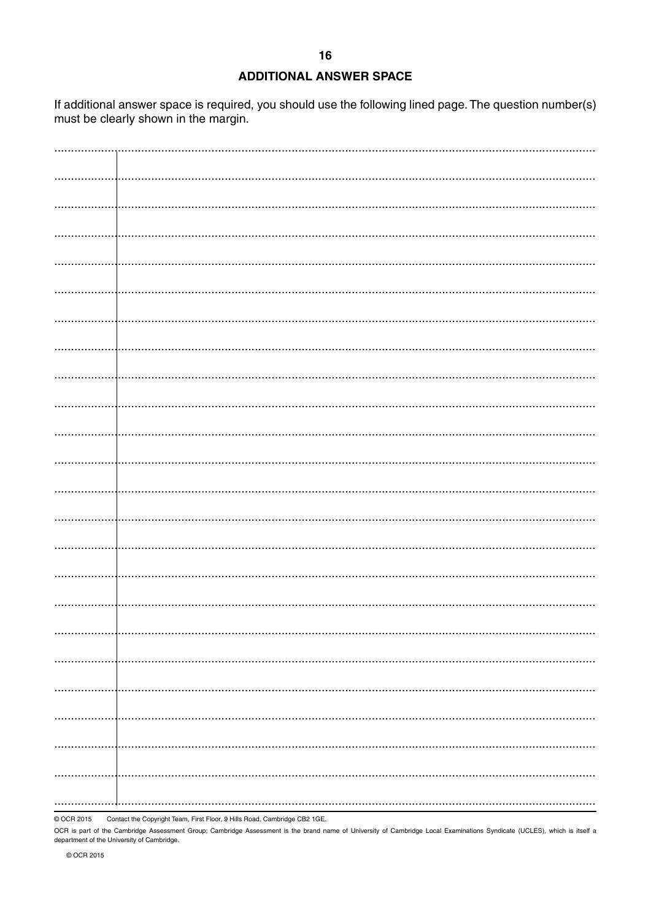## ADDITIONAL ANSWER SPACE

If additional answer space is required, you should use the following lined page. The question number(s) must be clearly shown in the margin.

© OCR 2015 Contact the Copyright Team, First Floor, 9 Hills Road, Cambridge CB2 1GE.

OCR is part of the Cambridge Assessment Group; Cambridge Assessment is the brand name of University of Cambridge Local Examinations Syndicate (UCLES), which is itself a department of the University of Cambridge.